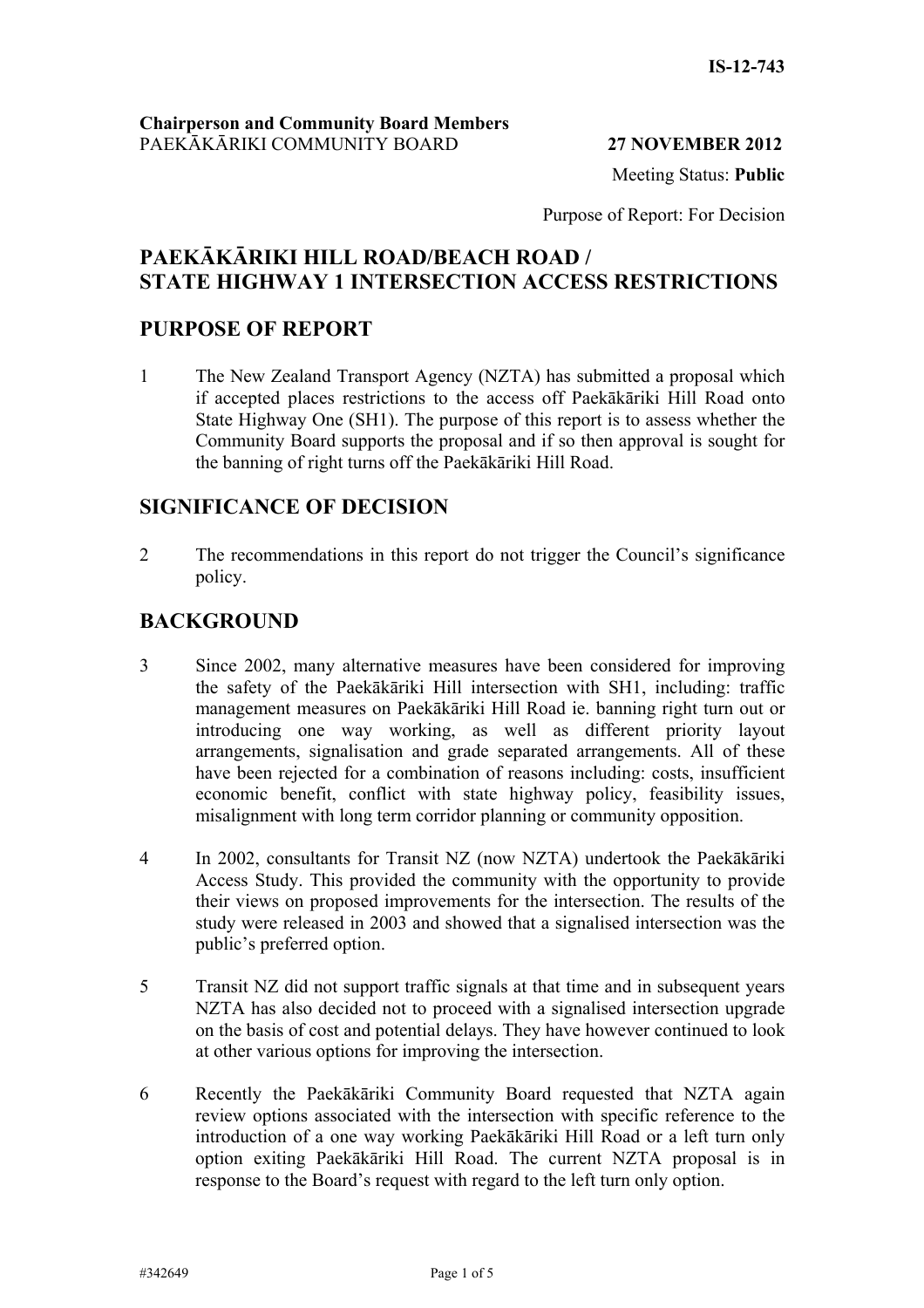IS-12-743

**Chairperson and Community Board Members**
PAEKĀKĀRIKI COMMUNITY BOARD **27 NOVEMBER 2012**

Meeting Status: **Public**

Purpose of Report: For Decision

# PAEKĀKĀRIKI HILL ROAD/BEACH ROAD / STATE HIGHWAY 1 INTERSECTION ACCESS RESTRICTIONS

## PURPOSE OF REPORT

1 The New Zealand Transport Agency (NZTA) has submitted a proposal which if accepted places restrictions to the access off Paekākāriki Hill Road onto State Highway One (SH1). The purpose of this report is to assess whether the Community Board supports the proposal and if so then approval is sought for the banning of right turns off the Paekākāriki Hill Road.

## SIGNIFICANCE OF DECISION

2 The recommendations in this report do not trigger the Council's significance policy.

## BACKGROUND

3 Since 2002, many alternative measures have been considered for improving the safety of the Paekākāriki Hill intersection with SH1, including: traffic management measures on Paekākāriki Hill Road ie. banning right turn out or introducing one way working, as well as different priority layout arrangements, signalisation and grade separated arrangements. All of these have been rejected for a combination of reasons including: costs, insufficient economic benefit, conflict with state highway policy, feasibility issues, misalignment with long term corridor planning or community opposition.

4 In 2002, consultants for Transit NZ (now NZTA) undertook the Paekākāriki Access Study. This provided the community with the opportunity to provide their views on proposed improvements for the intersection. The results of the study were released in 2003 and showed that a signalised intersection was the public's preferred option.

5 Transit NZ did not support traffic signals at that time and in subsequent years NZTA has also decided not to proceed with a signalised intersection upgrade on the basis of cost and potential delays. They have however continued to look at other various options for improving the intersection.

6 Recently the Paekākāriki Community Board requested that NZTA again review options associated with the intersection with specific reference to the introduction of a one way working Paekākāriki Hill Road or a left turn only option exiting Paekākāriki Hill Road. The current NZTA proposal is in response to the Board's request with regard to the left turn only option.

#342649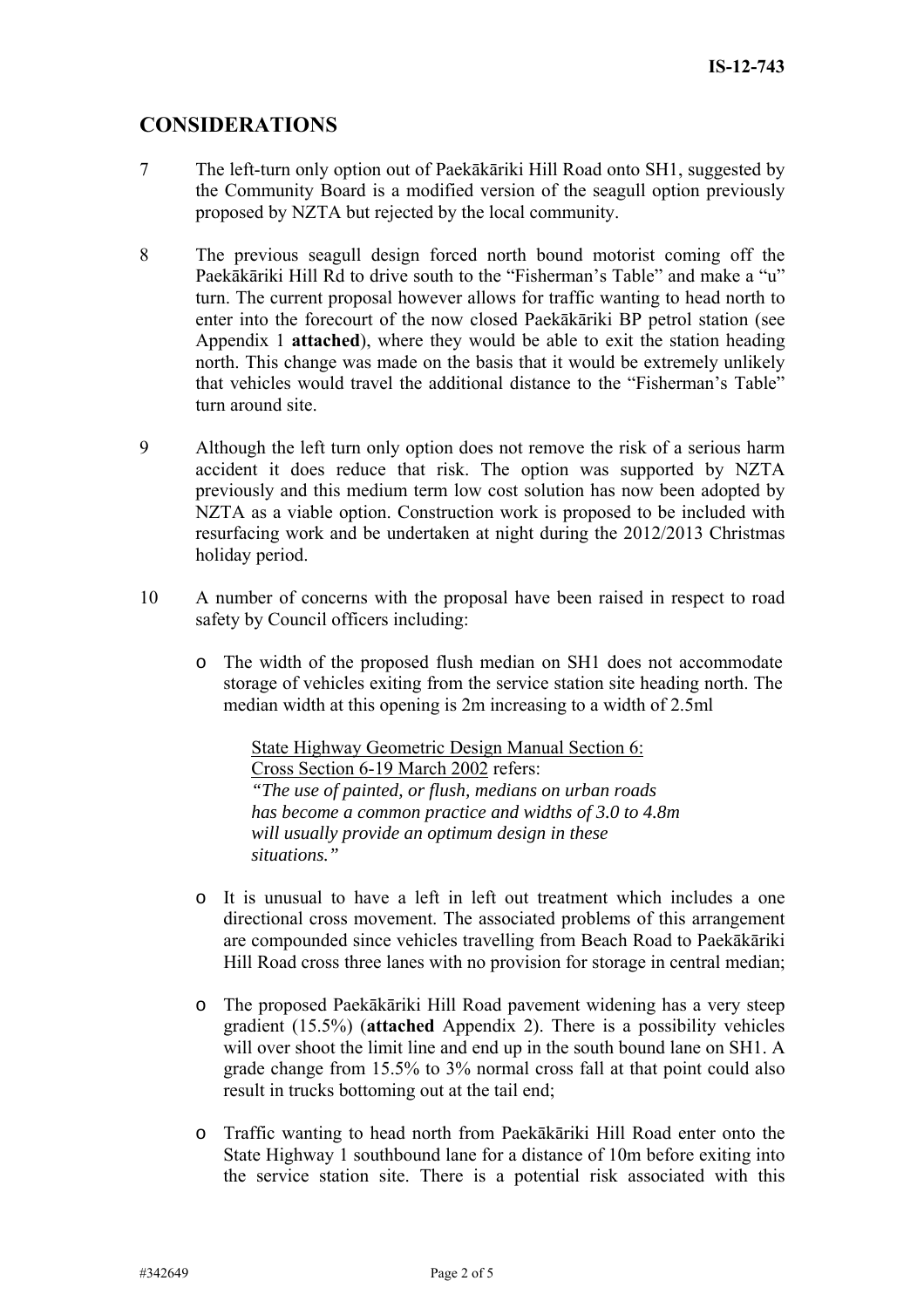## CONSIDERATIONS

7 The left-turn only option out of Paekākāriki Hill Road onto SH1, suggested by the Community Board is a modified version of the seagull option previously proposed by NZTA but rejected by the local community.

8 The previous seagull design forced north bound motorist coming off the Paekākāriki Hill Rd to drive south to the "Fisherman's Table" and make a "u" turn. The current proposal however allows for traffic wanting to head north to enter into the forecourt of the now closed Paekākāriki BP petrol station (see Appendix 1 **attached**), where they would be able to exit the station heading north. This change was made on the basis that it would be extremely unlikely that vehicles would travel the additional distance to the "Fisherman's Table" turn around site.

9 Although the left turn only option does not remove the risk of a serious harm accident it does reduce that risk. The option was supported by NZTA previously and this medium term low cost solution has now been adopted by NZTA as a viable option. Construction work is proposed to be included with resurfacing work and be undertaken at night during the 2012/2013 Christmas holiday period.

10 A number of concerns with the proposal have been raised in respect to road safety by Council officers including:

- The width of the proposed flush median on SH1 does not accommodate storage of vehicles exiting from the service station site heading north. The median width at this opening is 2m increasing to a width of 2.5ml

  State Highway Geometric Design Manual Section 6: Cross Section 6-19 March 2002 refers:
  *"The use of painted, or flush, medians on urban roads has become a common practice and widths of 3.0 to 4.8m will usually provide an optimum design in these situations."*

- It is unusual to have a left in left out treatment which includes a one directional cross movement. The associated problems of this arrangement are compounded since vehicles travelling from Beach Road to Paekākāriki Hill Road cross three lanes with no provision for storage in central median;

- The proposed Paekākāriki Hill Road pavement widening has a very steep gradient (15.5%) (**attached** Appendix 2). There is a possibility vehicles will over shoot the limit line and end up in the south bound lane on SH1. A grade change from 15.5% to 3% normal cross fall at that point could also result in trucks bottoming out at the tail end;

- Traffic wanting to head north from Paekākāriki Hill Road enter onto the State Highway 1 southbound lane for a distance of 10m before exiting into the service station site. There is a potential risk associated with this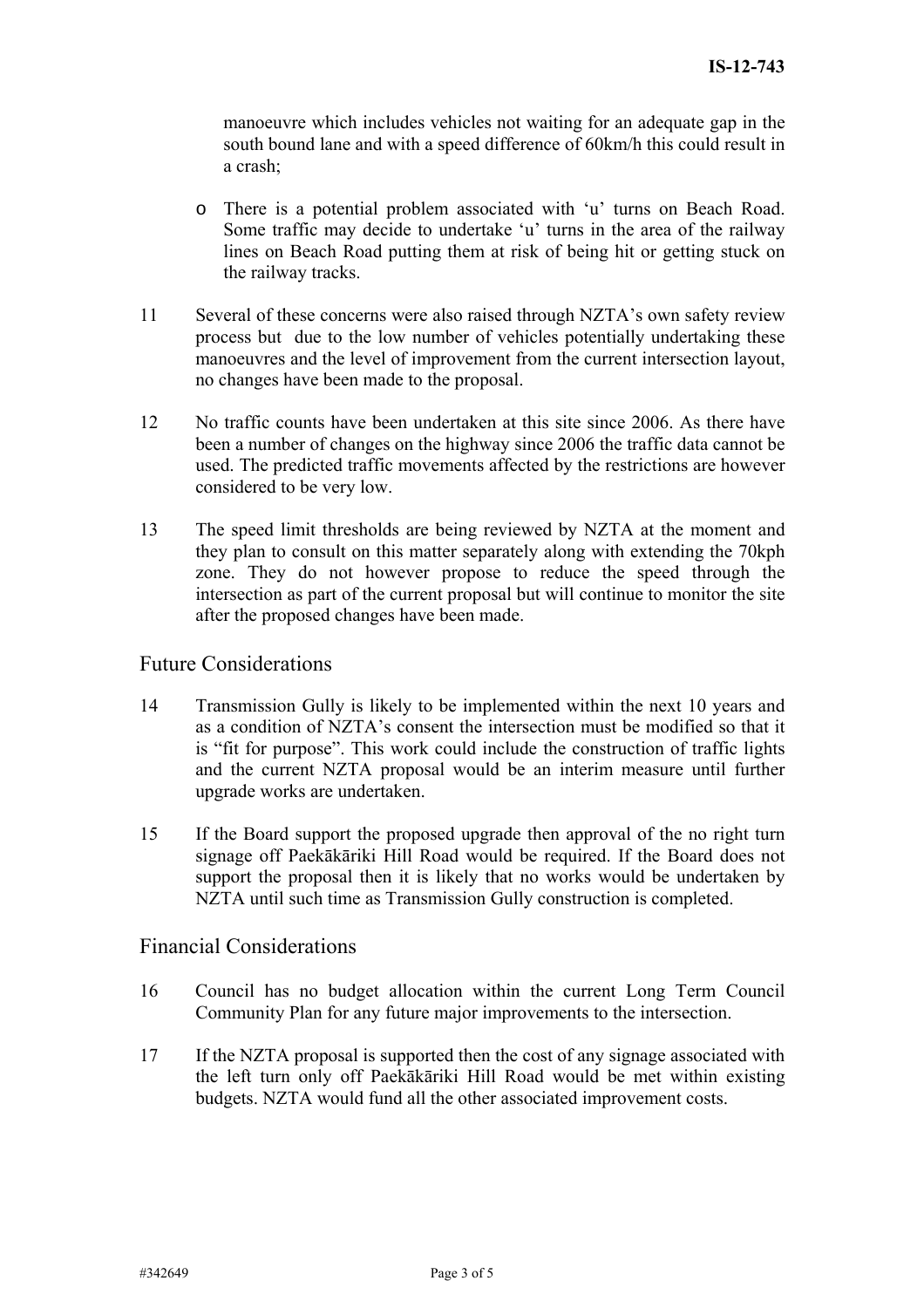manoeuvre which includes vehicles not waiting for an adequate gap in the south bound lane and with a speed difference of 60km/h this could result in a crash;

- There is a potential problem associated with 'u' turns on Beach Road. Some traffic may decide to undertake 'u' turns in the area of the railway lines on Beach Road putting them at risk of being hit or getting stuck on the railway tracks.

11 Several of these concerns were also raised through NZTA's own safety review process but due to the low number of vehicles potentially undertaking these manoeuvres and the level of improvement from the current intersection layout, no changes have been made to the proposal.

12 No traffic counts have been undertaken at this site since 2006. As there have been a number of changes on the highway since 2006 the traffic data cannot be used. The predicted traffic movements affected by the restrictions are however considered to be very low.

13 The speed limit thresholds are being reviewed by NZTA at the moment and they plan to consult on this matter separately along with extending the 70kph zone. They do not however propose to reduce the speed through the intersection as part of the current proposal but will continue to monitor the site after the proposed changes have been made.

## Future Considerations

14 Transmission Gully is likely to be implemented within the next 10 years and as a condition of NZTA's consent the intersection must be modified so that it is "fit for purpose". This work could include the construction of traffic lights and the current NZTA proposal would be an interim measure until further upgrade works are undertaken.

15 If the Board support the proposed upgrade then approval of the no right turn signage off Paekākāriki Hill Road would be required. If the Board does not support the proposal then it is likely that no works would be undertaken by NZTA until such time as Transmission Gully construction is completed.

## Financial Considerations

16 Council has no budget allocation within the current Long Term Council Community Plan for any future major improvements to the intersection.

17 If the NZTA proposal is supported then the cost of any signage associated with the left turn only off Paekākāriki Hill Road would be met within existing budgets. NZTA would fund all the other associated improvement costs.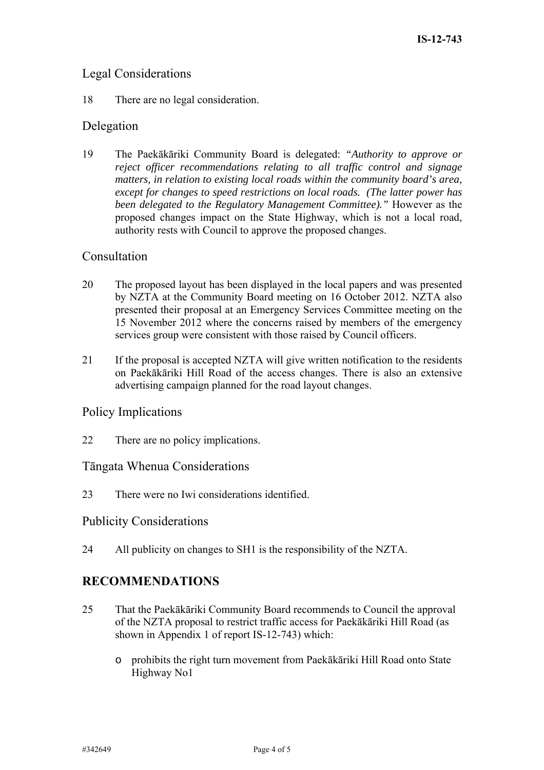## Legal Considerations

18 There are no legal consideration.

## Delegation

19 The Paekākāriki Community Board is delegated: *"Authority to approve or reject officer recommendations relating to all traffic control and signage matters, in relation to existing local roads within the community board's area, except for changes to speed restrictions on local roads. (The latter power has been delegated to the Regulatory Management Committee)."* However as the proposed changes impact on the State Highway, which is not a local road, authority rests with Council to approve the proposed changes.

## Consultation

20 The proposed layout has been displayed in the local papers and was presented by NZTA at the Community Board meeting on 16 October 2012. NZTA also presented their proposal at an Emergency Services Committee meeting on the 15 November 2012 where the concerns raised by members of the emergency services group were consistent with those raised by Council officers.

21 If the proposal is accepted NZTA will give written notification to the residents on Paekākāriki Hill Road of the access changes. There is also an extensive advertising campaign planned for the road layout changes.

## Policy Implications

22 There are no policy implications.

## Tāngata Whenua Considerations

23 There were no Iwi considerations identified.

## Publicity Considerations

24 All publicity on changes to SH1 is the responsibility of the NZTA.

# RECOMMENDATIONS

25 That the Paekākāriki Community Board recommends to Council the approval of the NZTA proposal to restrict traffic access for Paekākāriki Hill Road (as shown in Appendix 1 of report IS-12-743) which:

- prohibits the right turn movement from Paekākāriki Hill Road onto State Highway No1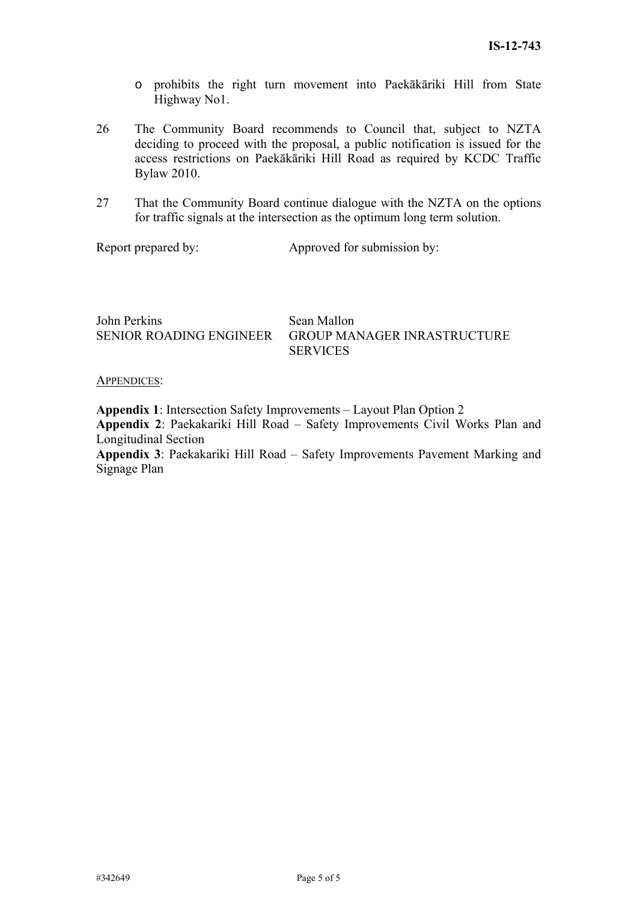- prohibits the right turn movement into Paekākāriki Hill from State Highway No1.

26 The Community Board recommends to Council that, subject to NZTA deciding to proceed with the proposal, a public notification is issued for the access restrictions on Paekākāriki Hill Road as required by KCDC Traffic Bylaw 2010.

27 That the Community Board continue dialogue with the NZTA on the options for traffic signals at the intersection as the optimum long term solution.

| Report prepared by: | Approved for submission by: |
|---|---|
| John Perkins<br>SENIOR ROADING ENGINEER | Sean Mallon<br>GROUP MANAGER INRASTRUCTURE SERVICES |

APPENDICES:

**Appendix 1**: Intersection Safety Improvements – Layout Plan Option 2
**Appendix 2**: Paekakariki Hill Road – Safety Improvements Civil Works Plan and Longitudinal Section
**Appendix 3**: Paekakariki Hill Road – Safety Improvements Pavement Marking and Signage Plan

#342649